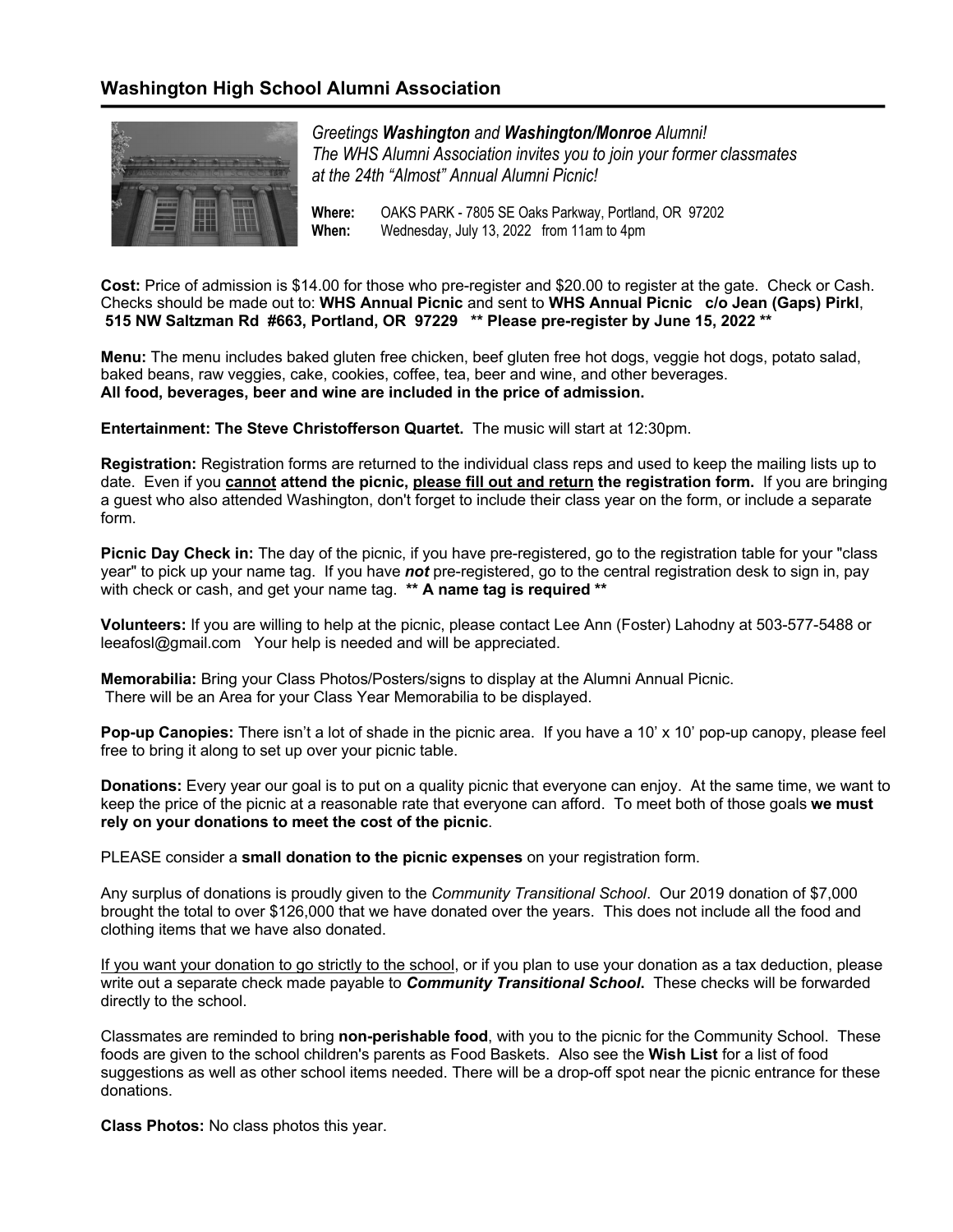## Washington High School Alumni Association

*Greetings **Washington** and **Washington/Monroe** Alumni!*
*The WHS Alumni Association invites you to join your former classmates at the 24th "Almost" Annual Alumni Picnic!*

**Where:** OAKS PARK - 7805 SE Oaks Parkway, Portland, OR 97202
**When:** Wednesday, July 13, 2022 from 11am to 4pm

**Cost:** Price of admission is $14.00 for those who pre-register and $20.00 to register at the gate. Check or Cash. Checks should be made out to: **WHS Annual Picnic** and sent to **WHS Annual Picnic c/o Jean (Gaps) Pirkl**, **515 NW Saltzman Rd #663, Portland, OR 97229 ** Please pre-register by June 15, 2022 ****

**Menu:** The menu includes baked gluten free chicken, beef gluten free hot dogs, veggie hot dogs, potato salad, baked beans, raw veggies, cake, cookies, coffee, tea, beer and wine, and other beverages.
**All food, beverages, beer and wine are included in the price of admission.**

**Entertainment: The Steve Christofferson Quartet.** The music will start at 12:30pm.

**Registration:** Registration forms are returned to the individual class reps and used to keep the mailing lists up to date. Even if you **cannot attend the picnic, please fill out and return the registration form.** If you are bringing a guest who also attended Washington, don't forget to include their class year on the form, or include a separate form.

**Picnic Day Check in:** The day of the picnic, if you have pre-registered, go to the registration table for your "class year" to pick up your name tag. If you have ***not*** pre-registered, go to the central registration desk to sign in, pay with check or cash, and get your name tag. **** A name tag is required ****

**Volunteers:** If you are willing to help at the picnic, please contact Lee Ann (Foster) Lahodny at 503-577-5488 or leeafosl@gmail.com Your help is needed and will be appreciated.

**Memorabilia:** Bring your Class Photos/Posters/signs to display at the Alumni Annual Picnic. There will be an Area for your Class Year Memorabilia to be displayed.

**Pop-up Canopies:** There isn't a lot of shade in the picnic area. If you have a 10' x 10' pop-up canopy, please feel free to bring it along to set up over your picnic table.

**Donations:** Every year our goal is to put on a quality picnic that everyone can enjoy. At the same time, we want to keep the price of the picnic at a reasonable rate that everyone can afford. To meet both of those goals **we must rely on your donations to meet the cost of the picnic**.

PLEASE consider a **small donation to the picnic expenses** on your registration form.

Any surplus of donations is proudly given to the *Community Transitional School*. Our 2019 donation of $7,000 brought the total to over $126,000 that we have donated over the years. This does not include all the food and clothing items that we have also donated.

If you want your donation to go strictly to the school, or if you plan to use your donation as a tax deduction, please write out a separate check made payable to ***Community Transitional School.*** These checks will be forwarded directly to the school.

Classmates are reminded to bring **non-perishable food**, with you to the picnic for the Community School. These foods are given to the school children's parents as Food Baskets. Also see the **Wish List** for a list of food suggestions as well as other school items needed. There will be a drop-off spot near the picnic entrance for these donations.

**Class Photos:** No class photos this year.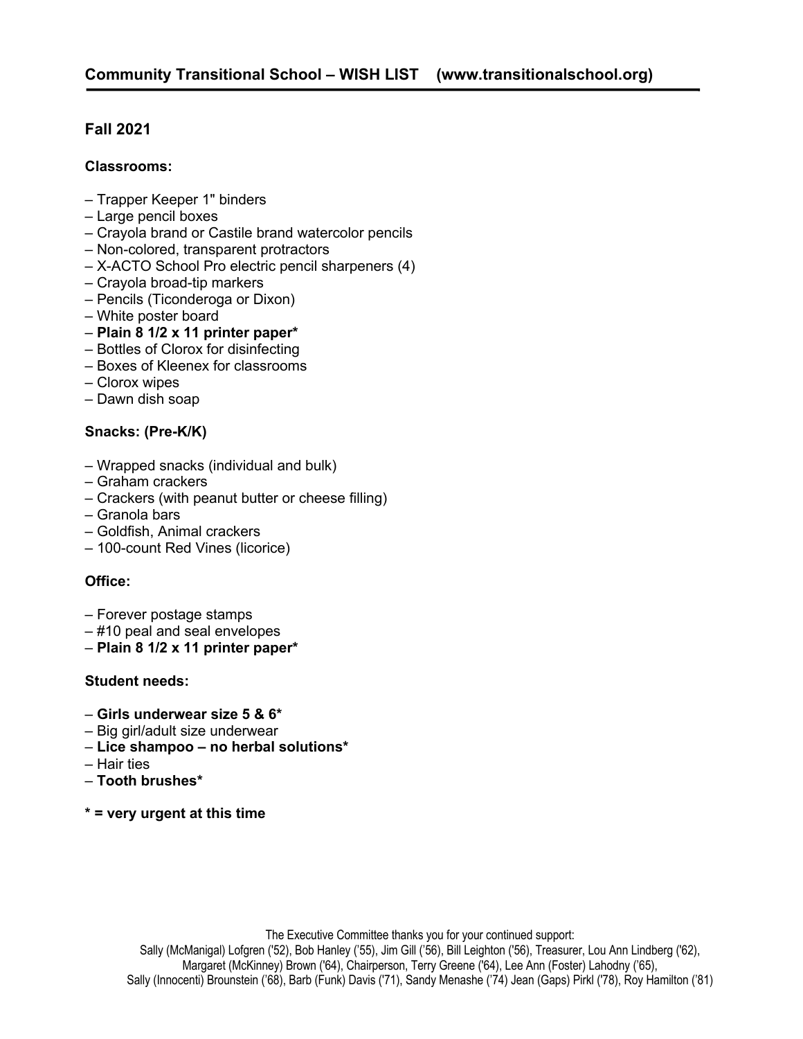# Community Transitional School – WISH LIST (www.transitionalschool.org)

## Fall 2021

### Classrooms:

– Trapper Keeper 1" binders
– Large pencil boxes
– Crayola brand or Castile brand watercolor pencils
– Non-colored, transparent protractors
– X-ACTO School Pro electric pencil sharpeners (4)
– Crayola broad-tip markers
– Pencils (Ticonderoga or Dixon)
– White poster board
– **Plain 8 1/2 x 11 printer paper***
– Bottles of Clorox for disinfecting
– Boxes of Kleenex for classrooms
– Clorox wipes
– Dawn dish soap

### Snacks: (Pre-K/K)

– Wrapped snacks (individual and bulk)
– Graham crackers
– Crackers (with peanut butter or cheese filling)
– Granola bars
– Goldfish, Animal crackers
– 100-count Red Vines (licorice)

### Office:

– Forever postage stamps
– #10 peal and seal envelopes
– **Plain 8 1/2 x 11 printer paper***

### Student needs:

– **Girls underwear size 5 & 6***
– Big girl/adult size underwear
– **Lice shampoo – no herbal solutions***
– Hair ties
– **Tooth brushes***

**\* = very urgent at this time**

The Executive Committee thanks you for your continued support:
Sally (McManigal) Lofgren ('52), Bob Hanley ('55), Jim Gill ('56), Bill Leighton ('56), Treasurer, Lou Ann Lindberg ('62), Margaret (McKinney) Brown ('64), Chairperson, Terry Greene ('64), Lee Ann (Foster) Lahodny ('65), Sally (Innocenti) Brounstein ('68), Barb (Funk) Davis ('71), Sandy Menashe ('74) Jean (Gaps) Pirkl ('78), Roy Hamilton ('81)